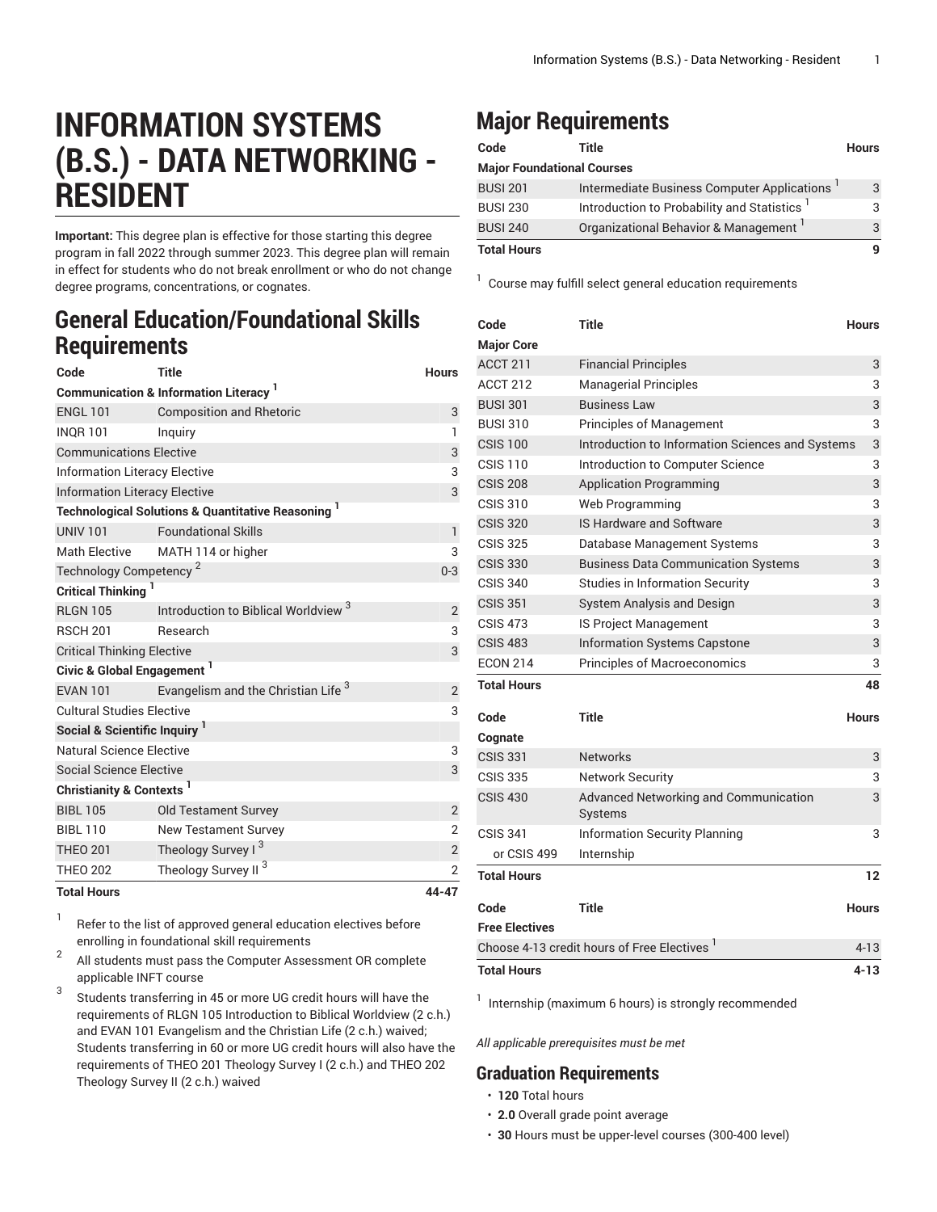# INFORMATION SYSTEMS (B.S.) - DATA NETWORKING - RESIDENT

**Important:** This degree plan is effective for those starting this degree program in fall 2022 through summer 2023. This degree plan will remain in effect for students who do not break enrollment or who do not change degree programs, concentrations, or cognates.

## General Education/Foundational Skills Requirements

| Code | Title | Hours |
|---|---|---|
| **Communication & Information Literacy [1]** | | |
| ENGL 101 | Composition and Rhetoric | 3 |
| INQR 101 | Inquiry | 1 |
| Communications Elective | | 3 |
| Information Literacy Elective | | 3 |
| Information Literacy Elective | | 3 |
| **Technological Solutions & Quantitative Reasoning [1]** | | |
| UNIV 101 | Foundational Skills | 1 |
| Math Elective | MATH 114 or higher | 3 |
| Technology Competency [2] | | 0-3 |
| **Critical Thinking [1]** | | |
| RLGN 105 | Introduction to Biblical Worldview [3] | 2 |
| RSCH 201 | Research | 3 |
| Critical Thinking Elective | | 3 |
| **Civic & Global Engagement [1]** | | |
| EVAN 101 | Evangelism and the Christian Life [3] | 2 |
| Cultural Studies Elective | | 3 |
| **Social & Scientific Inquiry [1]** | | |
| Natural Science Elective | | 3 |
| Social Science Elective | | 3 |
| **Christianity & Contexts [1]** | | |
| BIBL 105 | Old Testament Survey | 2 |
| BIBL 110 | New Testament Survey | 2 |
| THEO 201 | Theology Survey I [3] | 2 |
| THEO 202 | Theology Survey II [3] | 2 |
| **Total Hours** | | **44-47** |

1. Refer to the list of approved general education electives before enrolling in foundational skill requirements
2. All students must pass the Computer Assessment OR complete applicable INFT course
3. Students transferring in 45 or more UG credit hours will have the requirements of RLGN 105 Introduction to Biblical Worldview (2 c.h.) and EVAN 101 Evangelism and the Christian Life (2 c.h.) waived; Students transferring in 60 or more UG credit hours will also have the requirements of THEO 201 Theology Survey I (2 c.h.) and THEO 202 Theology Survey II (2 c.h.) waived

## Major Requirements

| Code | Title | Hours |
|---|---|---|
| **Major Foundational Courses** | | |
| BUSI 201 | Intermediate Business Computer Applications [1] | 3 |
| BUSI 230 | Introduction to Probability and Statistics [1] | 3 |
| BUSI 240 | Organizational Behavior & Management [1] | 3 |
| **Total Hours** | | **9** |

1. Course may fulfill select general education requirements

| Code | Title | Hours |
|---|---|---|
| **Major Core** | | |
| ACCT 211 | Financial Principles | 3 |
| ACCT 212 | Managerial Principles | 3 |
| BUSI 301 | Business Law | 3 |
| BUSI 310 | Principles of Management | 3 |
| CSIS 100 | Introduction to Information Sciences and Systems | 3 |
| CSIS 110 | Introduction to Computer Science | 3 |
| CSIS 208 | Application Programming | 3 |
| CSIS 310 | Web Programming | 3 |
| CSIS 320 | IS Hardware and Software | 3 |
| CSIS 325 | Database Management Systems | 3 |
| CSIS 330 | Business Data Communication Systems | 3 |
| CSIS 340 | Studies in Information Security | 3 |
| CSIS 351 | System Analysis and Design | 3 |
| CSIS 473 | IS Project Management | 3 |
| CSIS 483 | Information Systems Capstone | 3 |
| ECON 214 | Principles of Macroeconomics | 3 |
| **Total Hours** | | **48** |

| Code | Title | Hours |
|---|---|---|
| **Cognate** | | |
| CSIS 331 | Networks | 3 |
| CSIS 335 | Network Security | 3 |
| CSIS 430 | Advanced Networking and Communication Systems | 3 |
| CSIS 341 | Information Security Planning | 3 |
| or CSIS 499 | Internship | |
| **Total Hours** | | **12** |

| Code | Title | Hours |
|---|---|---|
| **Free Electives** | | |
| Choose 4-13 credit hours of Free Electives [1] | | 4-13 |
| **Total Hours** | | **4-13** |

1. Internship (maximum 6 hours) is strongly recommended

*All applicable prerequisites must be met*

## Graduation Requirements

- **120** Total hours
- **2.0** Overall grade point average
- **30** Hours must be upper-level courses (300-400 level)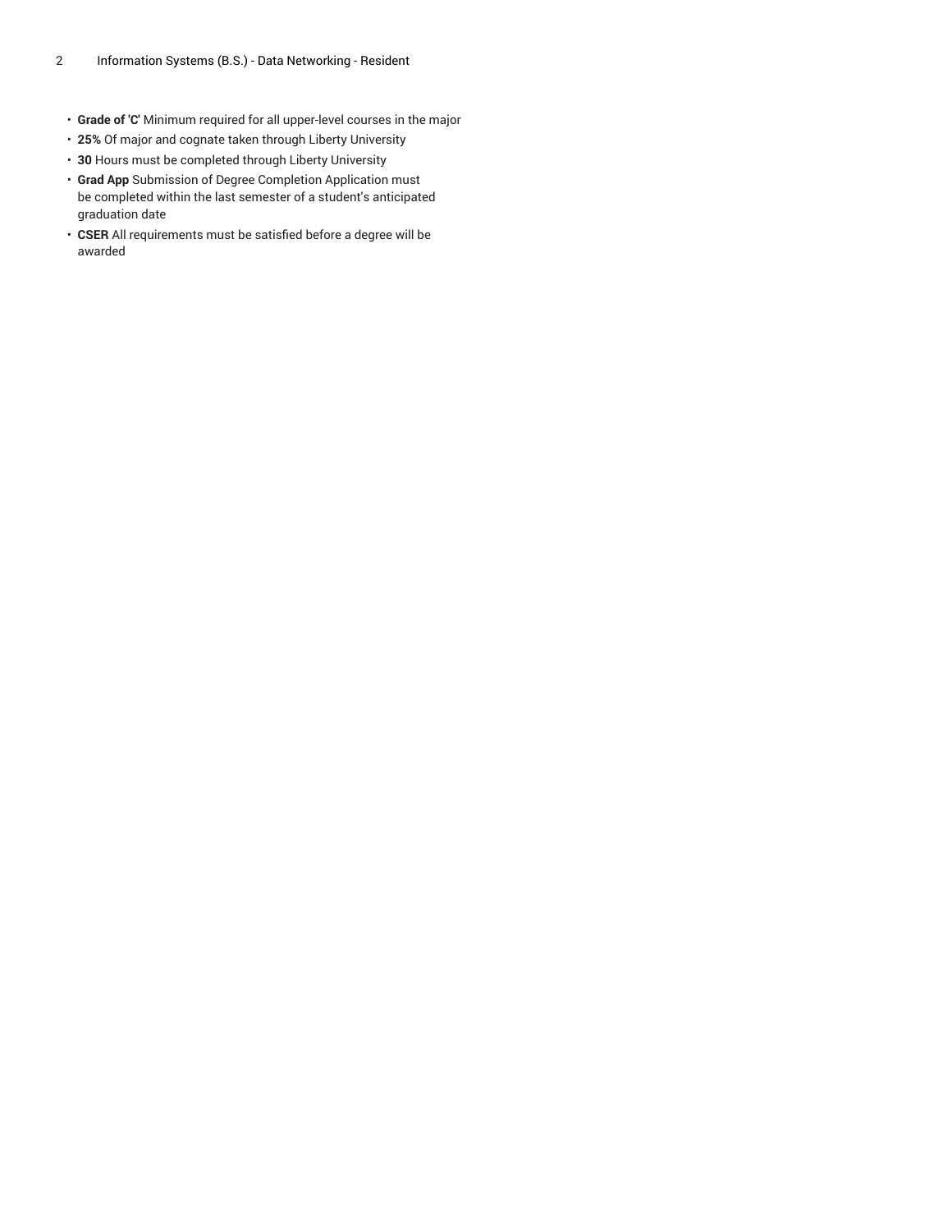- **Grade of 'C'** Minimum required for all upper-level courses in the major
- **25%** Of major and cognate taken through Liberty University
- **30** Hours must be completed through Liberty University
- **Grad App** Submission of Degree Completion Application must be completed within the last semester of a student's anticipated graduation date
- **CSER** All requirements must be satisfied before a degree will be awarded